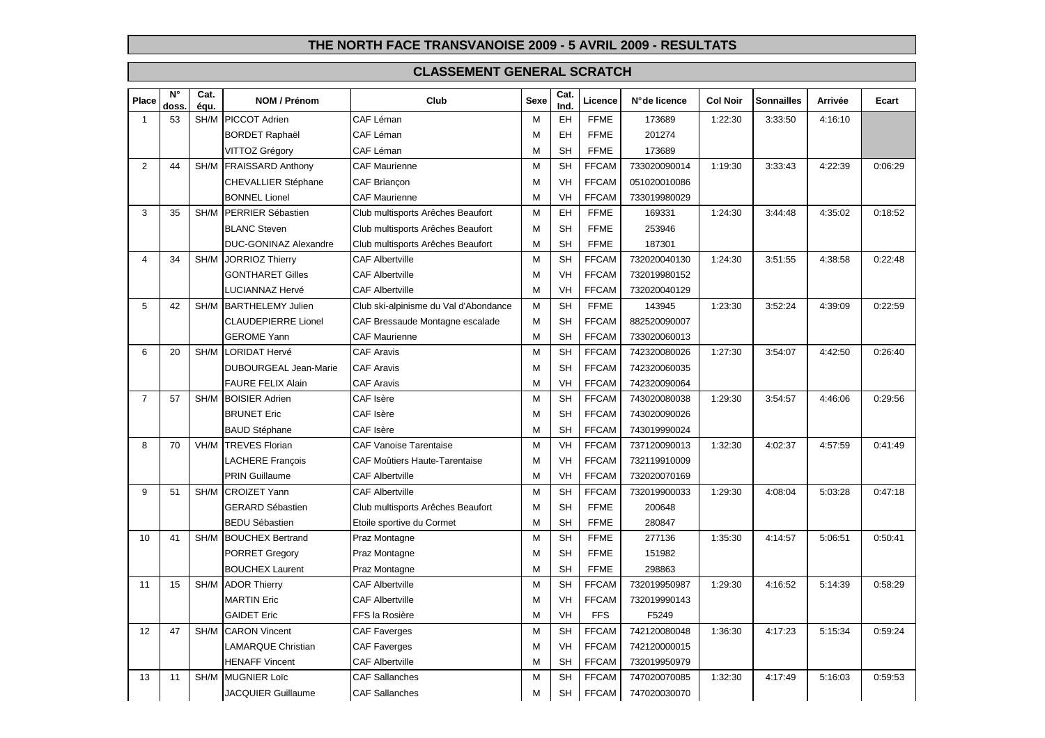# THE NORTH FACE TRANSVANOISE 2009 - 5 AVRIL 2009 - RESULTATS

## CLASSEMENT GENERAL SCRATCH

| Place | N° doss. | Cat. équ. | NOM / Prénom | Club | Sexe | Cat. Ind. | Licence | N°de licence | Col Noir | Sonnailles | Arrivée | Ecart |
|---|---|---|---|---|---|---|---|---|---|---|---|---|
| 1 | 53 | SH/M | PICCOT Adrien | CAF Léman | M | EH | FFME | 173689 | 1:22:30 | 3:33:50 | 4:16:10 | |
| | | | BORDET Raphaël | CAF Léman | M | EH | FFME | 201274 | | | | |
| | | | VITTOZ Grégory | CAF Léman | M | SH | FFME | 173689 | | | | |
| 2 | 44 | SH/M | FRAISSARD Anthony | CAF Maurienne | M | SH | FFCAM | 733020090014 | 1:19:30 | 3:33:43 | 4:22:39 | 0:06:29 |
| | | | CHEVALLIER Stéphane | CAF Briançon | M | VH | FFCAM | 051020010086 | | | | |
| | | | BONNEL Lionel | CAF Maurienne | M | VH | FFCAM | 733019980029 | | | | |
| 3 | 35 | SH/M | PERRIER Sébastien | Club multisports Arêches Beaufort | M | EH | FFME | 169331 | 1:24:30 | 3:44:48 | 4:35:02 | 0:18:52 |
| | | | BLANC Steven | Club multisports Arêches Beaufort | M | SH | FFME | 253946 | | | | |
| | | | DUC-GONINAZ Alexandre | Club multisports Arêches Beaufort | M | SH | FFME | 187301 | | | | |
| 4 | 34 | SH/M | JORRIOZ Thierry | CAF Albertville | M | SH | FFCAM | 732020040130 | 1:24:30 | 3:51:55 | 4:38:58 | 0:22:48 |
| | | | GONTHARET Gilles | CAF Albertville | M | VH | FFCAM | 732019980152 | | | | |
| | | | LUCIANNAZ Hervé | CAF Albertville | M | VH | FFCAM | 732020040129 | | | | |
| 5 | 42 | SH/M | BARTHELEMY Julien | Club ski-alpinisme du Val d'Abondance | M | SH | FFME | 143945 | 1:23:30 | 3:52:24 | 4:39:09 | 0:22:59 |
| | | | CLAUDEPIERRE Lionel | CAF Bressaude Montagne escalade | M | SH | FFCAM | 882520090007 | | | | |
| | | | GEROME Yann | CAF Maurienne | M | SH | FFCAM | 733020060013 | | | | |
| 6 | 20 | SH/M | LORIDAT Hervé | CAF Aravis | M | SH | FFCAM | 742320080026 | 1:27:30 | 3:54:07 | 4:42:50 | 0:26:40 |
| | | | DUBOURGEAL Jean-Marie | CAF Aravis | M | SH | FFCAM | 742320060035 | | | | |
| | | | FAURE FELIX Alain | CAF Aravis | M | VH | FFCAM | 742320090064 | | | | |
| 7 | 57 | SH/M | BOISIER Adrien | CAF Isère | M | SH | FFCAM | 743020080038 | 1:29:30 | 3:54:57 | 4:46:06 | 0:29:56 |
| | | | BRUNET Eric | CAF Isère | M | SH | FFCAM | 743020090026 | | | | |
| | | | BAUD Stéphane | CAF Isère | M | SH | FFCAM | 743019990024 | | | | |
| 8 | 70 | VH/M | TREVES Florian | CAF Vanoise Tarentaise | M | VH | FFCAM | 737120090013 | 1:32:30 | 4:02:37 | 4:57:59 | 0:41:49 |
| | | | LACHERE François | CAF Moûtiers Haute-Tarentaise | M | VH | FFCAM | 732119910009 | | | | |
| | | | PRIN Guillaume | CAF Albertville | M | VH | FFCAM | 732020070169 | | | | |
| 9 | 51 | SH/M | CROIZET Yann | CAF Albertville | M | SH | FFCAM | 732019900033 | 1:29:30 | 4:08:04 | 5:03:28 | 0:47:18 |
| | | | GERARD Sébastien | Club multisports Arêches Beaufort | M | SH | FFME | 200648 | | | | |
| | | | BEDU Sébastien | Etoile sportive du Cormet | M | SH | FFME | 280847 | | | | |
| 10 | 41 | SH/M | BOUCHEX Bertrand | Praz Montagne | M | SH | FFME | 277136 | 1:35:30 | 4:14:57 | 5:06:51 | 0:50:41 |
| | | | PORRET Gregory | Praz Montagne | M | SH | FFME | 151982 | | | | |
| | | | BOUCHEX Laurent | Praz Montagne | M | SH | FFME | 298863 | | | | |
| 11 | 15 | SH/M | ADOR Thierry | CAF Albertville | M | SH | FFCAM | 732019950987 | 1:29:30 | 4:16:52 | 5:14:39 | 0:58:29 |
| | | | MARTIN Eric | CAF Albertville | M | VH | FFCAM | 732019990143 | | | | |
| | | | GAIDET Eric | FFS la Rosière | M | VH | FFS | F5249 | | | | |
| 12 | 47 | SH/M | CARON Vincent | CAF Faverges | M | SH | FFCAM | 742120080048 | 1:36:30 | 4:17:23 | 5:15:34 | 0:59:24 |
| | | | LAMARQUE Christian | CAF Faverges | M | VH | FFCAM | 742120000015 | | | | |
| | | | HENAFF Vincent | CAF Albertville | M | SH | FFCAM | 732019950979 | | | | |
| 13 | 11 | SH/M | MUGNIER Loïc | CAF Sallanches | M | SH | FFCAM | 747020070085 | 1:32:30 | 4:17:49 | 5:16:03 | 0:59:53 |
| | | | JACQUIER Guillaume | CAF Sallanches | M | SH | FFCAM | 747020030070 | | | | |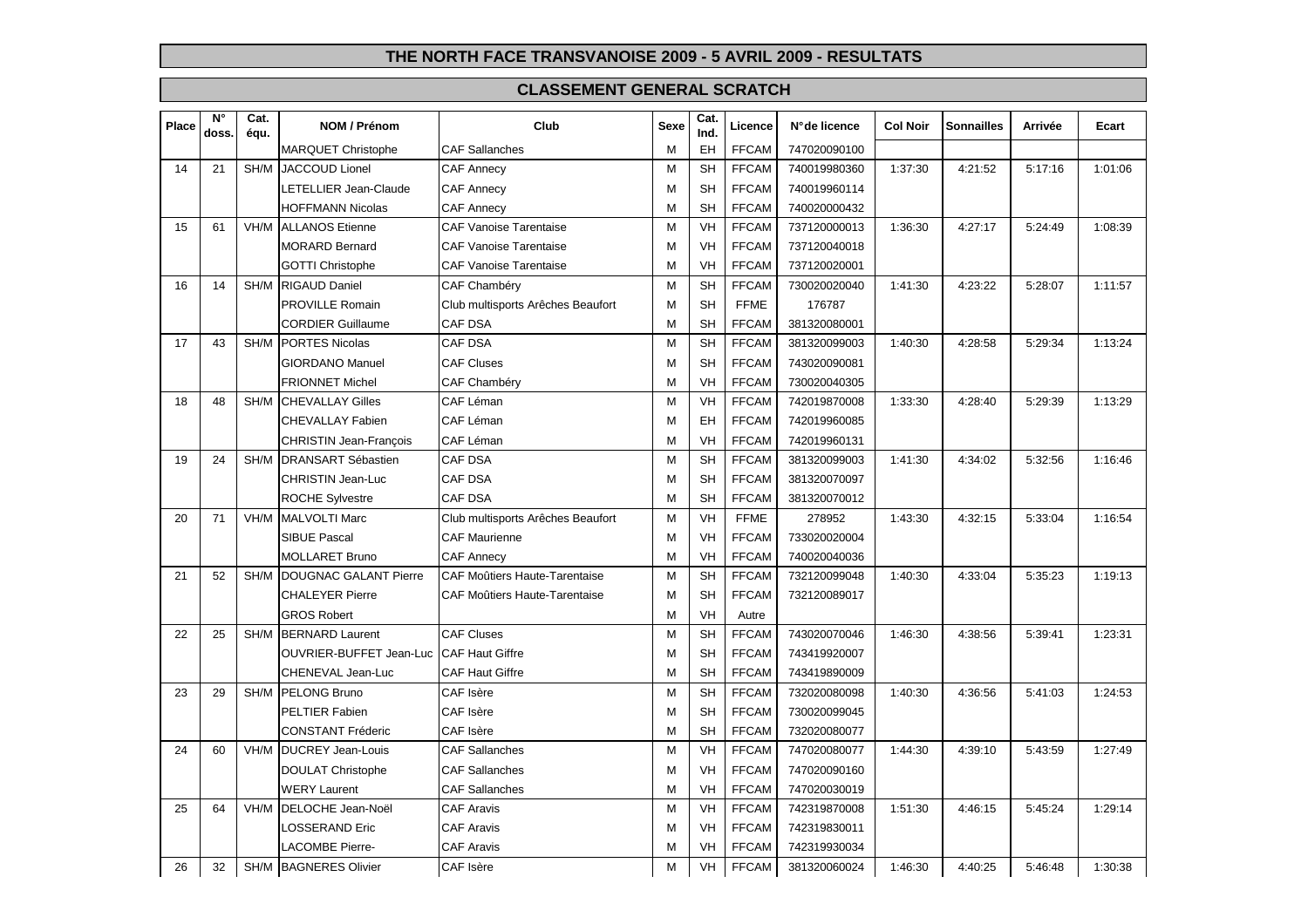## THE NORTH FACE TRANSVANOISE 2009 - 5 AVRIL 2009 - RESULTATS

## CLASSEMENT GENERAL SCRATCH

| Place | N° doss. | Cat. équ. | NOM / Prénom | Club | Sexe | Cat. Ind. | Licence | N° de licence | Col Noir | Sonnailles | Arrivée | Ecart |
|---|---|---|---|---|---|---|---|---|---|---|---|---|
| | | | MARQUET Christophe | CAF Sallanches | M | EH | FFCAM | 747020090100 | | | | |
| 14 | 21 | SH/M | JACCOUD Lionel | CAF Annecy | M | SH | FFCAM | 740019980360 | 1:37:30 | 4:21:52 | 5:17:16 | 1:01:06 |
| | | | LETELLIER Jean-Claude | CAF Annecy | M | SH | FFCAM | 740019960114 | | | | |
| | | | HOFFMANN Nicolas | CAF Annecy | M | SH | FFCAM | 740020000432 | | | | |
| 15 | 61 | VH/M | ALLANOS Etienne | CAF Vanoise Tarentaise | M | VH | FFCAM | 737120000013 | 1:36:30 | 4:27:17 | 5:24:49 | 1:08:39 |
| | | | MORARD Bernard | CAF Vanoise Tarentaise | M | VH | FFCAM | 737120040018 | | | | |
| | | | GOTTI Christophe | CAF Vanoise Tarentaise | M | VH | FFCAM | 737120020001 | | | | |
| 16 | 14 | SH/M | RIGAUD Daniel | CAF Chambéry | M | SH | FFCAM | 730020020040 | 1:41:30 | 4:23:22 | 5:28:07 | 1:11:57 |
| | | | PROVILLE Romain | Club multisports Arêches Beaufort | M | SH | FFME | 176787 | | | | |
| | | | CORDIER Guillaume | CAF DSA | M | SH | FFCAM | 381320080001 | | | | |
| 17 | 43 | SH/M | PORTES Nicolas | CAF DSA | M | SH | FFCAM | 381320099003 | 1:40:30 | 4:28:58 | 5:29:34 | 1:13:24 |
| | | | GIORDANO Manuel | CAF Cluses | M | SH | FFCAM | 743020090081 | | | | |
| | | | FRIONNET Michel | CAF Chambéry | M | VH | FFCAM | 730020040305 | | | | |
| 18 | 48 | SH/M | CHEVALLAY Gilles | CAF Léman | M | VH | FFCAM | 742019870008 | 1:33:30 | 4:28:40 | 5:29:39 | 1:13:29 |
| | | | CHEVALLAY Fabien | CAF Léman | M | EH | FFCAM | 742019960085 | | | | |
| | | | CHRISTIN Jean-François | CAF Léman | M | VH | FFCAM | 742019960131 | | | | |
| 19 | 24 | SH/M | DRANSART Sébastien | CAF DSA | M | SH | FFCAM | 381320099003 | 1:41:30 | 4:34:02 | 5:32:56 | 1:16:46 |
| | | | CHRISTIN Jean-Luc | CAF DSA | M | SH | FFCAM | 381320070097 | | | | |
| | | | ROCHE Sylvestre | CAF DSA | M | SH | FFCAM | 381320070012 | | | | |
| 20 | 71 | VH/M | MALVOLTI Marc | Club multisports Arêches Beaufort | M | VH | FFME | 278952 | 1:43:30 | 4:32:15 | 5:33:04 | 1:16:54 |
| | | | SIBUE Pascal | CAF Maurienne | M | VH | FFCAM | 733020020004 | | | | |
| | | | MOLLARET Bruno | CAF Annecy | M | VH | FFCAM | 740020040036 | | | | |
| 21 | 52 | SH/M | DOUGNAC GALANT Pierre | CAF Moûtiers Haute-Tarentaise | M | SH | FFCAM | 732120099048 | 1:40:30 | 4:33:04 | 5:35:23 | 1:19:13 |
| | | | CHALEYER Pierre | CAF Moûtiers Haute-Tarentaise | M | SH | FFCAM | 732120089017 | | | | |
| | | | GROS Robert | | M | VH | Autre | | | | | |
| 22 | 25 | SH/M | BERNARD Laurent | CAF Cluses | M | SH | FFCAM | 743020070046 | 1:46:30 | 4:38:56 | 5:39:41 | 1:23:31 |
| | | | OUVRIER-BUFFET Jean-Luc | CAF Haut Giffre | M | SH | FFCAM | 743419920007 | | | | |
| | | | CHENEVAL Jean-Luc | CAF Haut Giffre | M | SH | FFCAM | 743419890009 | | | | |
| 23 | 29 | SH/M | PELONG Bruno | CAF Isère | M | SH | FFCAM | 732020080098 | 1:40:30 | 4:36:56 | 5:41:03 | 1:24:53 |
| | | | PELTIER Fabien | CAF Isère | M | SH | FFCAM | 730020099045 | | | | |
| | | | CONSTANT Fréderic | CAF Isère | M | SH | FFCAM | 732020080077 | | | | |
| 24 | 60 | VH/M | DUCREY Jean-Louis | CAF Sallanches | M | VH | FFCAM | 747020080077 | 1:44:30 | 4:39:10 | 5:43:59 | 1:27:49 |
| | | | DOULAT Christophe | CAF Sallanches | M | VH | FFCAM | 747020090160 | | | | |
| | | | WERY Laurent | CAF Sallanches | M | VH | FFCAM | 747020030019 | | | | |
| 25 | 64 | VH/M | DELOCHE Jean-Noël | CAF Aravis | M | VH | FFCAM | 742319870008 | 1:51:30 | 4:46:15 | 5:45:24 | 1:29:14 |
| | | | LOSSERAND Eric | CAF Aravis | M | VH | FFCAM | 742319830011 | | | | |
| | | | LACOMBE Pierre- | CAF Aravis | M | VH | FFCAM | 742319930034 | | | | |
| 26 | 32 | SH/M | BAGNERES Olivier | CAF Isère | M | VH | FFCAM | 381320060024 | 1:46:30 | 4:40:25 | 5:46:48 | 1:30:38 |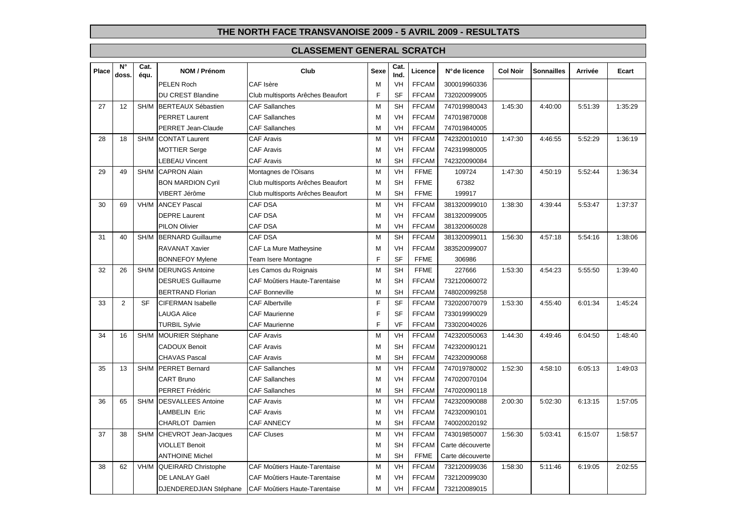## THE NORTH FACE TRANSVANOISE 2009 - 5 AVRIL 2009 - RESULTATS

### CLASSEMENT GENERAL SCRATCH

| Place | N° doss. | Cat. équ. | NOM / Prénom | Club | Sexe | Cat. Ind. | Licence | N°de licence | Col Noir | Sonnailles | Arrivée | Ecart |
|---|---|---|---|---|---|---|---|---|---|---|---|---|
| | | | PELEN Roch | CAF Isère | M | VH | FFCAM | 300019960336 | | | | |
| | | | DU CREST Blandine | Club multisports Arêches Beaufort | F | SF | FFCAM | 732020099005 | | | | |
| 27 | 12 | SH/M | BERTEAUX Sébastien | CAF Sallanches | M | SH | FFCAM | 747019980043 | 1:45:30 | 4:40:00 | 5:51:39 | 1:35:29 |
| | | | PERRET Laurent | CAF Sallanches | M | VH | FFCAM | 747019870008 | | | | |
| | | | PERRET Jean-Claude | CAF Sallanches | M | VH | FFCAM | 747019840005 | | | | |
| 28 | 18 | SH/M | CONTAT Laurent | CAF Aravis | M | VH | FFCAM | 742320010010 | 1:47:30 | 4:46:55 | 5:52:29 | 1:36:19 |
| | | | MOTTIER Serge | CAF Aravis | M | VH | FFCAM | 742319980005 | | | | |
| | | | LEBEAU Vincent | CAF Aravis | M | SH | FFCAM | 742320090084 | | | | |
| 29 | 49 | SH/M | CAPRON Alain | Montagnes de l'Oisans | M | VH | FFME | 109724 | 1:47:30 | 4:50:19 | 5:52:44 | 1:36:34 |
| | | | BON MARDION Cyril | Club multisports Arêches Beaufort | M | SH | FFME | 67382 | | | | |
| | | | VIBERT Jérôme | Club multisports Arêches Beaufort | M | SH | FFME | 199917 | | | | |
| 30 | 69 | VH/M | ANCEY Pascal | CAF DSA | M | VH | FFCAM | 381320099010 | 1:38:30 | 4:39:44 | 5:53:47 | 1:37:37 |
| | | | DEPRE Laurent | CAF DSA | M | VH | FFCAM | 381320099005 | | | | |
| | | | PILON Olivier | CAF DSA | M | VH | FFCAM | 381320060028 | | | | |
| 31 | 40 | SH/M | BERNARD Guillaume | CAF DSA | M | SH | FFCAM | 381320099011 | 1:56:30 | 4:57:18 | 5:54:16 | 1:38:06 |
| | | | RAVANAT Xavier | CAF La Mure Matheysine | M | VH | FFCAM | 383520099007 | | | | |
| | | | BONNEFOY Mylene | Team Isere Montagne | F | SF | FFME | 306986 | | | | |
| 32 | 26 | SH/M | DERUNGS Antoine | Les Camos du Roignais | M | SH | FFME | 227666 | 1:53:30 | 4:54:23 | 5:55:50 | 1:39:40 |
| | | | DESRUES Guillaume | CAF Moûtiers Haute-Tarentaise | M | SH | FFCAM | 732120060072 | | | | |
| | | | BERTRAND Florian | CAF Bonneville | M | SH | FFCAM | 748020099258 | | | | |
| 33 | 2 | SF | CIFERMAN Isabelle | CAF Albertville | F | SF | FFCAM | 732020070079 | 1:53:30 | 4:55:40 | 6:01:34 | 1:45:24 |
| | | | LAUGA Alice | CAF Maurienne | F | SF | FFCAM | 733019990029 | | | | |
| | | | TURBIL Sylvie | CAF Maurienne | F | VF | FFCAM | 733020040026 | | | | |
| 34 | 16 | SH/M | MOURIER Stéphane | CAF Aravis | M | VH | FFCAM | 742320050063 | 1:44:30 | 4:49:46 | 6:04:50 | 1:48:40 |
| | | | CADOUX Benoit | CAF Aravis | M | SH | FFCAM | 742320090121 | | | | |
| | | | CHAVAS Pascal | CAF Aravis | M | SH | FFCAM | 742320090068 | | | | |
| 35 | 13 | SH/M | PERRET Bernard | CAF Sallanches | M | VH | FFCAM | 747019780002 | 1:52:30 | 4:58:10 | 6:05:13 | 1:49:03 |
| | | | CART Bruno | CAF Sallanches | M | VH | FFCAM | 747020070104 | | | | |
| | | | PERRET Frédéric | CAF Sallanches | M | SH | FFCAM | 747020090118 | | | | |
| 36 | 65 | SH/M | DESVALLEES Antoine | CAF Aravis | M | VH | FFCAM | 742320090088 | 2:00:30 | 5:02:30 | 6:13:15 | 1:57:05 |
| | | | LAMBELIN Eric | CAF Aravis | M | VH | FFCAM | 742320090101 | | | | |
| | | | CHARLOT Damien | CAF ANNECY | M | SH | FFCAM | 740020020192 | | | | |
| 37 | 38 | SH/M | CHEVROT Jean-Jacques | CAF Cluses | M | VH | FFCAM | 743019850007 | 1:56:30 | 5:03:41 | 6:15:07 | 1:58:57 |
| | | | VIOLLET Benoit | | M | SH | FFCAM | Carte découverte | | | | |
| | | | ANTHOINE Michel | | M | SH | FFME | Carte découverte | | | | |
| 38 | 62 | VH/M | QUEIRARD Christophe | CAF Moûtiers Haute-Tarentaise | M | VH | FFCAM | 732120099036 | 1:58:30 | 5:11:46 | 6:19:05 | 2:02:55 |
| | | | DE LANLAY Gaël | CAF Moûtiers Haute-Tarentaise | M | VH | FFCAM | 732120099030 | | | | |
| | | | DJENDEREDJIAN Stéphane | CAF Moûtiers Haute-Tarentaise | M | VH | FFCAM | 732120089015 | | | | |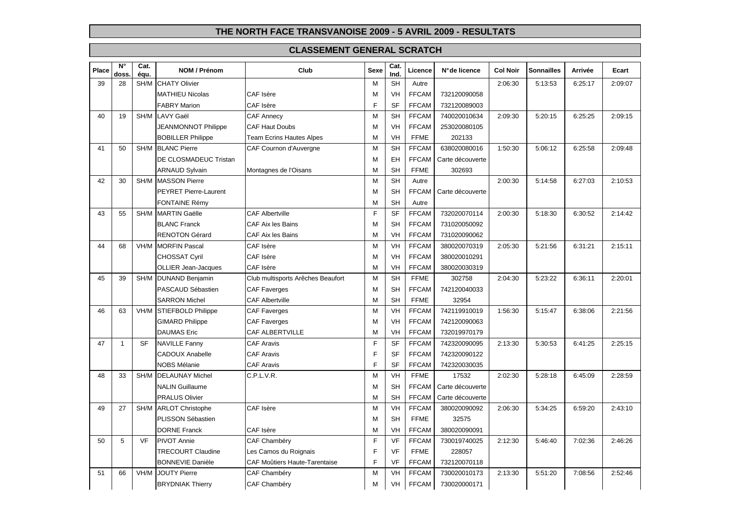## THE NORTH FACE TRANSVANOISE 2009 - 5 AVRIL 2009 - RESULTATS

### CLASSEMENT GENERAL SCRATCH

| Place | N° doss. | Cat. équ. | NOM / Prénom | Club | Sexe | Cat. Ind. | Licence | N°de licence | Col Noir | Sonnailles | Arrivée | Ecart |
|---|---|---|---|---|---|---|---|---|---|---|---|---|
| 39 | 28 | SH/M | CHATY Olivier | | M | SH | Autre | | 2:06:30 | 5:13:53 | 6:25:17 | 2:09:07 |
| | | | MATHIEU Nicolas | CAF Isère | M | VH | FFCAM | 732120090058 | | | | |
| | | | FABRY Marion | CAF Isère | F | SF | FFCAM | 732120089003 | | | | |
| 40 | 19 | SH/M | LAVY Gaël | CAF Annecy | M | SH | FFCAM | 740020010634 | 2:09:30 | 5:20:15 | 6:25:25 | 2:09:15 |
| | | | JEANMONNOT Philippe | CAF Haut Doubs | M | VH | FFCAM | 253020080105 | | | | |
| | | | BOBILLER Philippe | Team Ecrins Hautes Alpes | M | VH | FFME | 202133 | | | | |
| 41 | 50 | SH/M | BLANC Pierre | CAF Cournon d'Auvergne | M | SH | FFCAM | 638020080016 | 1:50:30 | 5:06:12 | 6:25:58 | 2:09:48 |
| | | | DE CLOSMADEUC Tristan | | M | EH | FFCAM | Carte découverte | | | | |
| | | | ARNAUD Sylvain | Montagnes de l'Oisans | M | SH | FFME | 302693 | | | | |
| 42 | 30 | SH/M | MASSON Pierre | | M | SH | Autre | | 2:00:30 | 5:14:58 | 6:27:03 | 2:10:53 |
| | | | PEYRET Pierre-Laurent | | M | SH | FFCAM | Carte découverte | | | | |
| | | | FONTAINE Rémy | | M | SH | Autre | | | | | |
| 43 | 55 | SH/M | MARTIN Gaëlle | CAF Albertville | F | SF | FFCAM | 732020070114 | 2:00:30 | 5:18:30 | 6:30:52 | 2:14:42 |
| | | | BLANC Franck | CAF Aix les Bains | M | SH | FFCAM | 731020050092 | | | | |
| | | | RENOTON Gérard | CAF Aix les Bains | M | VH | FFCAM | 731020090062 | | | | |
| 44 | 68 | VH/M | MORFIN Pascal | CAF Isère | M | VH | FFCAM | 380020070319 | 2:05:30 | 5:21:56 | 6:31:21 | 2:15:11 |
| | | | CHOSSAT Cyril | CAF Isère | M | VH | FFCAM | 380020010291 | | | | |
| | | | OLLIER Jean-Jacques | CAF Isère | M | VH | FFCAM | 380020030319 | | | | |
| 45 | 39 | SH/M | DUNAND Benjamin | Club multisports Arêches Beaufort | M | SH | FFME | 302758 | 2:04:30 | 5:23:22 | 6:36:11 | 2:20:01 |
| | | | PASCAUD Sébastien | CAF Faverges | M | SH | FFCAM | 742120040033 | | | | |
| | | | SARRON Michel | CAF Albertville | M | SH | FFME | 32954 | | | | |
| 46 | 63 | VH/M | STIEFBOLD Philippe | CAF Faverges | M | VH | FFCAM | 742119910019 | 1:56:30 | 5:15:47 | 6:38:06 | 2:21:56 |
| | | | GIMARD Philippe | CAF Faverges | M | VH | FFCAM | 742120090063 | | | | |
| | | | DAUMAS Eric | CAF ALBERTVILLE | M | VH | FFCAM | 732019970179 | | | | |
| 47 | 1 | SF | NAVILLE Fanny | CAF Aravis | F | SF | FFCAM | 742320090095 | 2:13:30 | 5:30:53 | 6:41:25 | 2:25:15 |
| | | | CADOUX Anabelle | CAF Aravis | F | SF | FFCAM | 742320090122 | | | | |
| | | | NOBS Mélanie | CAF Aravis | F | SF | FFCAM | 742320030035 | | | | |
| 48 | 33 | SH/M | DELAUNAY Michel | C.P.L.V.R. | M | VH | FFME | 17532 | 2:02:30 | 5:28:18 | 6:45:09 | 2:28:59 |
| | | | NALIN Guillaume | | M | SH | FFCAM | Carte découverte | | | | |
| | | | PRALUS Olivier | | M | SH | FFCAM | Carte découverte | | | | |
| 49 | 27 | SH/M | ARLOT Christophe | CAF Isère | M | VH | FFCAM | 380020090092 | 2:06:30 | 5:34:25 | 6:59:20 | 2:43:10 |
| | | | PLISSON Sébastien | | M | SH | FFME | 32575 | | | | |
| | | | DORNE Franck | CAF Isère | M | VH | FFCAM | 380020090091 | | | | |
| 50 | 5 | VF | PIVOT Annie | CAF Chambéry | F | VF | FFCAM | 730019740025 | 2:12:30 | 5:46:40 | 7:02:36 | 2:46:26 |
| | | | TRECOURT Claudine | Les Camos du Roignais | F | VF | FFME | 228057 | | | | |
| | | | BONNEVIE Danièle | CAF Moûtiers Haute-Tarentaise | F | VF | FFCAM | 732120070118 | | | | |
| 51 | 66 | VH/M | JOUTY Pierre | CAF Chambéry | M | VH | FFCAM | 730020010173 | 2:13:30 | 5:51:20 | 7:08:56 | 2:52:46 |
| | | | BRYDNIAK Thierry | CAF Chambéry | M | VH | FFCAM | 730020000171 | | | | |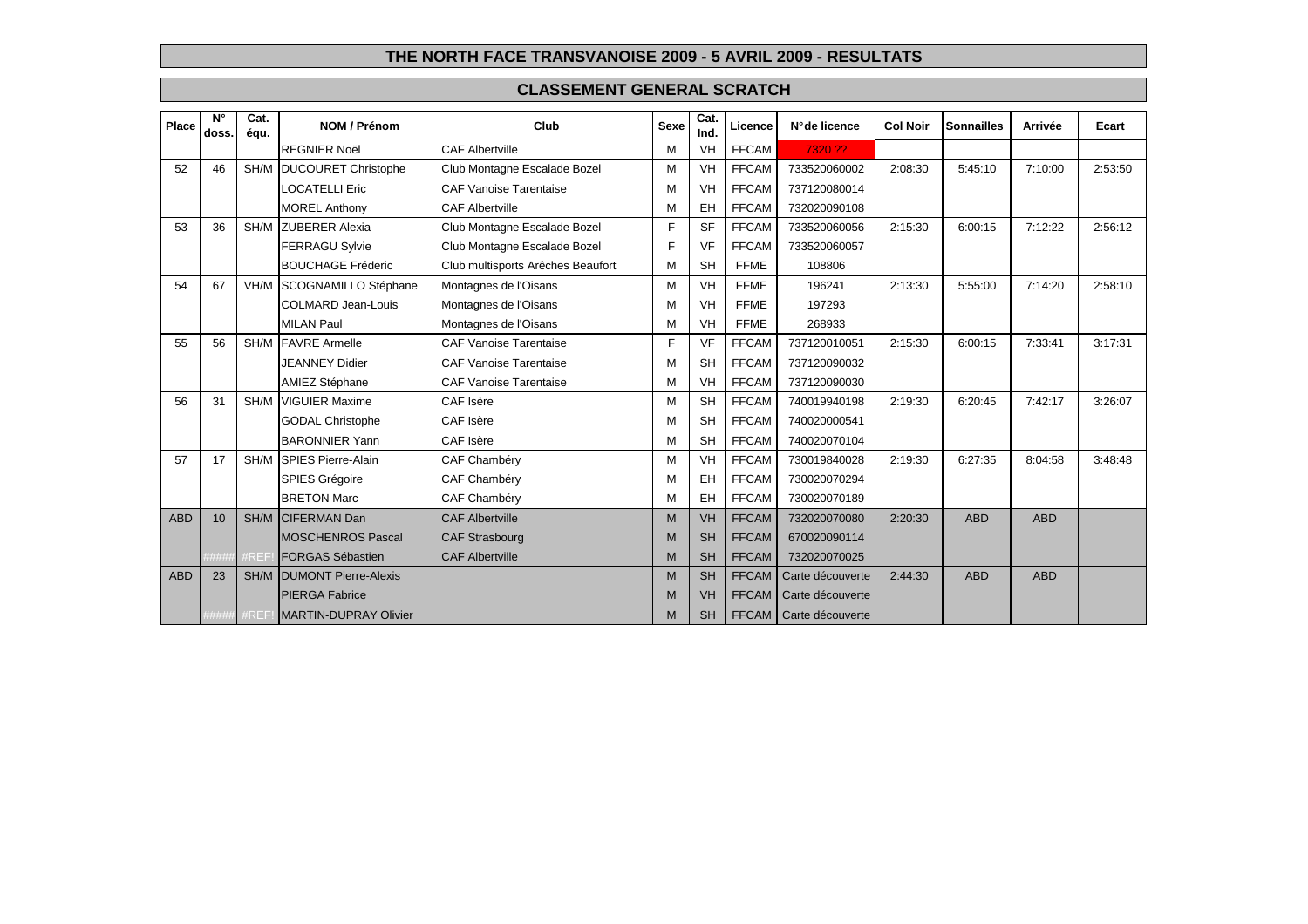# THE NORTH FACE TRANSVANOISE 2009 - 5 AVRIL 2009 - RESULTATS

## CLASSEMENT GENERAL SCRATCH

| Place | N° doss. | Cat. équ. | NOM / Prénom | Club | Sexe | Cat. Ind. | Licence | N° de licence | Col Noir | Sonnailles | Arrivée | Ecart |
|---|---|---|---|---|---|---|---|---|---|---|---|---|
| | | | REGNIER Noël | CAF Albertville | M | VH | FFCAM | 7320 ?? | | | | |
| 52 | 46 | SH/M | DUCOURET Christophe | Club Montagne Escalade Bozel | M | VH | FFCAM | 733520060002 | 2:08:30 | 5:45:10 | 7:10:00 | 2:53:50 |
| | | | LOCATELLI Eric | CAF Vanoise Tarentaise | M | VH | FFCAM | 737120080014 | | | | |
| | | | MOREL Anthony | CAF Albertville | M | EH | FFCAM | 732020090108 | | | | |
| 53 | 36 | SH/M | ZUBERER Alexia | Club Montagne Escalade Bozel | F | SF | FFCAM | 733520060056 | 2:15:30 | 6:00:15 | 7:12:22 | 2:56:12 |
| | | | FERRAGU Sylvie | Club Montagne Escalade Bozel | F | VF | FFCAM | 733520060057 | | | | |
| | | | BOUCHAGE Fréderic | Club multisports Arêches Beaufort | M | SH | FFME | 108806 | | | | |
| 54 | 67 | VH/M | SCOGNAMILLO Stéphane | Montagnes de l'Oisans | M | VH | FFME | 196241 | 2:13:30 | 5:55:00 | 7:14:20 | 2:58:10 |
| | | | COLMARD Jean-Louis | Montagnes de l'Oisans | M | VH | FFME | 197293 | | | | |
| | | | MILAN Paul | Montagnes de l'Oisans | M | VH | FFME | 268933 | | | | |
| 55 | 56 | SH/M | FAVRE Armelle | CAF Vanoise Tarentaise | F | VF | FFCAM | 737120010051 | 2:15:30 | 6:00:15 | 7:33:41 | 3:17:31 |
| | | | JEANNEY Didier | CAF Vanoise Tarentaise | M | SH | FFCAM | 737120090032 | | | | |
| | | | AMIEZ Stéphane | CAF Vanoise Tarentaise | M | VH | FFCAM | 737120090030 | | | | |
| 56 | 31 | SH/M | VIGUIER Maxime | CAF Isère | M | SH | FFCAM | 740019940198 | 2:19:30 | 6:20:45 | 7:42:17 | 3:26:07 |
| | | | GODAL Christophe | CAF Isère | M | SH | FFCAM | 740020000541 | | | | |
| | | | BARONNIER Yann | CAF Isère | M | SH | FFCAM | 740020070104 | | | | |
| 57 | 17 | SH/M | SPIES Pierre-Alain | CAF Chambéry | M | VH | FFCAM | 730019840028 | 2:19:30 | 6:27:35 | 8:04:58 | 3:48:48 |
| | | | SPIES Grégoire | CAF Chambéry | M | EH | FFCAM | 730020070294 | | | | |
| | | | BRETON Marc | CAF Chambéry | M | EH | FFCAM | 730020070189 | | | | |
| ABD | 10 | SH/M | CIFERMAN Dan | CAF Albertville | M | VH | FFCAM | 732020070080 | 2:20:30 | ABD | ABD | |
| | | | MOSCHENROS Pascal | CAF Strasbourg | M | SH | FFCAM | 670020090114 | | | | |
| | ##### | #REF! | FORGAS Sébastien | CAF Albertville | M | SH | FFCAM | 732020070025 | | | | |
| ABD | 23 | SH/M | DUMONT Pierre-Alexis | | M | SH | FFCAM | Carte découverte | 2:44:30 | ABD | ABD | |
| | | | PIERGA Fabrice | | M | VH | FFCAM | Carte découverte | | | | |
| | ##### | #REF! | MARTIN-DUPRAY Olivier | | M | SH | FFCAM | Carte découverte | | | | |